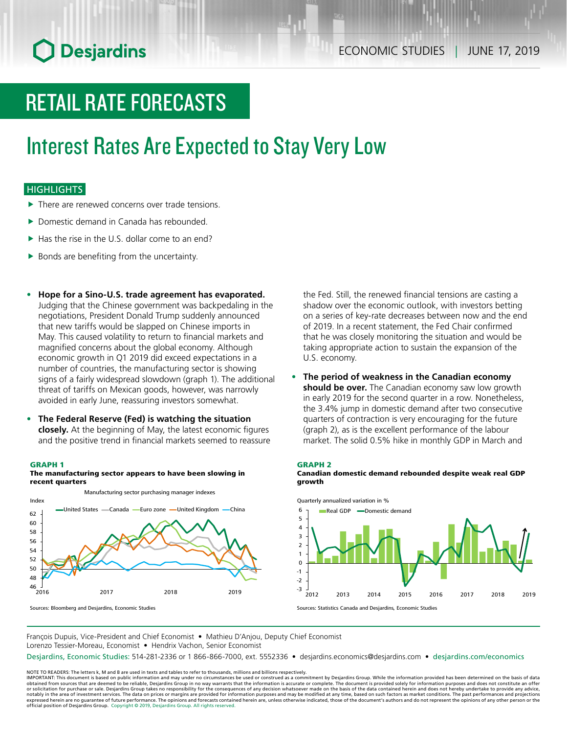# RETAIL RATE FORECASTS

## Interest Rates Are Expected to Stay Very Low

### HIGHLIGHTS

- There are renewed concerns over trade tensions.
- Domestic demand in Canada has rebounded.
- Has the rise in the U.S. dollar come to an end?
- Bonds are benefiting from the uncertainty.

- **Hope for a Sino-U.S. trade agreement has evaporated.** Judging that the Chinese government was backpedaling in the negotiations, President Donald Trump suddenly announced that new tariffs would be slapped on Chinese imports in May. This caused volatility to return to financial markets and magnified concerns about the global economy. Although economic growth in Q1 2019 did exceed expectations in a number of countries, the manufacturing sector is showing signs of a fairly widespread slowdown (graph 1). The additional threat of tariffs on Mexican goods, however, was narrowly avoided in early June, reassuring investors somewhat.

- **The Federal Reserve (Fed) is watching the situation closely.** At the beginning of May, the latest economic figures and the positive trend in financial markets seemed to reassure the Fed. Still, the renewed financial tensions are casting a shadow over the economic outlook, with investors betting on a series of key-rate decreases between now and the end of 2019. In a recent statement, the Fed Chair confirmed that he was closely monitoring the situation and would be taking appropriate action to sustain the expansion of the U.S. economy.

- **The period of weakness in the Canadian economy should be over.** The Canadian economy saw low growth in early 2019 for the second quarter in a row. Nonetheless, the 3.4% jump in domestic demand after two consecutive quarters of contraction is very encouraging for the future (graph 2), as is the excellent performance of the labour market. The solid 0.5% hike in monthly GDP in March and

**GRAPH 1**
**The manufacturing sector appears to have been slowing in recent quarters**

Manufacturing sector purchasing manager indexes

Sources: Bloomberg and Desjardins, Economic Studies

**GRAPH 2**
**Canadian domestic demand rebounded despite weak real GDP growth**

Quarterly annualized variation in %

Sources: Statistics Canada and Desjardins, Economic Studies

François Dupuis, Vice-President and Chief Economist • Mathieu D'Anjou, Deputy Chief Economist
Lorenzo Tessier-Moreau, Economist • Hendrix Vachon, Senior Economist

Desjardins, Economic Studies: 514-281-2336 or 1 866-866-7000, ext. 5552336 • desjardins.economics@desjardins.com • desjardins.com/economics

NOTE TO READERS: The letters k, M and B are used in texts and tables to refer to thousands, millions and billions respectively.
IMPORTANT: This document is based on public information and may under no circumstances be used or construed as a commitment by Desjardins Group. While the information provided has been determined on the basis of data obtained from sources that are deemed to be reliable, Desjardins Group in no way warrants that the information is accurate or complete. The document is provided solely for information purposes and does not constitute an offer or solicitation for purchase or sale. Desjardins Group takes no responsibility for the consequences of any decision whatsoever made on the basis of the data contained herein and does not hereby undertake to provide any advice, notably in the area of investment services. The data on prices or margins are provided for information purposes and may be modified at any time, based on such factors as market conditions. The past performances and projections expressed herein are no guarantee of future performance. The opinions and forecasts contained herein are, unless otherwise indicated, those of the document's authors and do not represent the opinions of any other person or the official position of Desjardins Group. Copyright © 2019, Desjardins Group. All rights reserved.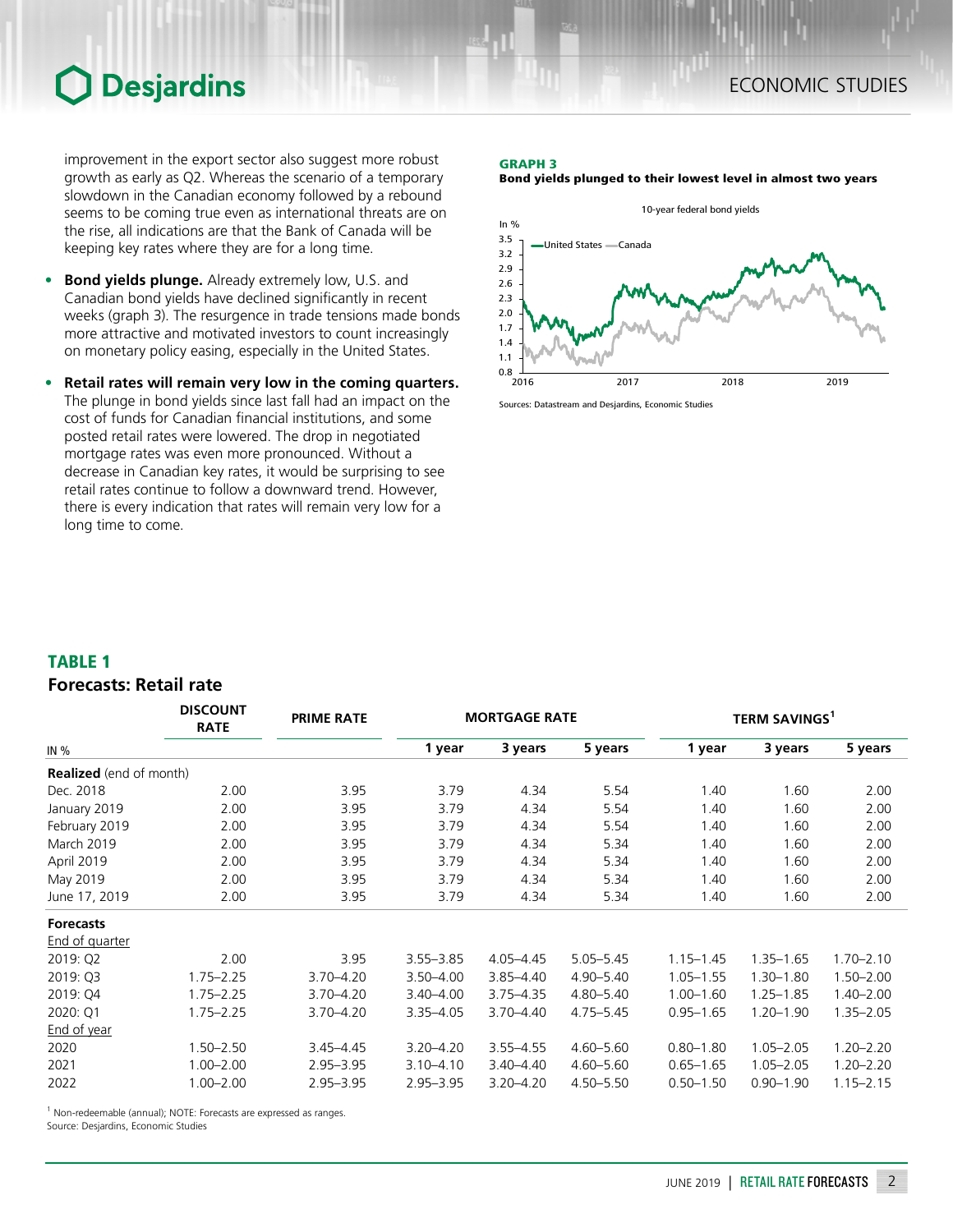improvement in the export sector also suggest more robust growth as early as Q2. Whereas the scenario of a temporary slowdown in the Canadian economy followed by a rebound seems to be coming true even as international threats are on the rise, all indications are that the Bank of Canada will be keeping key rates where they are for a long time.

- **Bond yields plunge.** Already extremely low, U.S. and Canadian bond yields have declined significantly in recent weeks (graph 3). The resurgence in trade tensions made bonds more attractive and motivated investors to count increasingly on monetary policy easing, especially in the United States.
- **Retail rates will remain very low in the coming quarters.** The plunge in bond yields since last fall had an impact on the cost of funds for Canadian financial institutions, and some posted retail rates were lowered. The drop in negotiated mortgage rates was even more pronounced. Without a decrease in Canadian key rates, it would be surprising to see retail rates continue to follow a downward trend. However, there is every indication that rates will remain very low for a long time to come.

**GRAPH 3**
**Bond yields plunged to their lowest level in almost two years**

Sources: Datastream and Desjardins, Economic Studies

## TABLE 1
### Forecasts: Retail rate

| IN % | DISCOUNT RATE | PRIME RATE | MORTGAGE RATE | | | TERM SAVINGS[1] | | |
|---|---|---|---|---|---|---|---|---|
| | | | 1 year | 3 years | 5 years | 1 year | 3 years | 5 years |
| **Realized** (end of month) | | | | | | | | |
| Dec. 2018 | 2.00 | 3.95 | 3.79 | 4.34 | 5.54 | 1.40 | 1.60 | 2.00 |
| January 2019 | 2.00 | 3.95 | 3.79 | 4.34 | 5.54 | 1.40 | 1.60 | 2.00 |
| February 2019 | 2.00 | 3.95 | 3.79 | 4.34 | 5.54 | 1.40 | 1.60 | 2.00 |
| March 2019 | 2.00 | 3.95 | 3.79 | 4.34 | 5.34 | 1.40 | 1.60 | 2.00 |
| April 2019 | 2.00 | 3.95 | 3.79 | 4.34 | 5.34 | 1.40 | 1.60 | 2.00 |
| May 2019 | 2.00 | 3.95 | 3.79 | 4.34 | 5.34 | 1.40 | 1.60 | 2.00 |
| June 17, 2019 | 2.00 | 3.95 | 3.79 | 4.34 | 5.34 | 1.40 | 1.60 | 2.00 |
| **Forecasts** | | | | | | | | |
| End of quarter | | | | | | | | |
| 2019: Q2 | 2.00 | 3.95 | 3.55–3.85 | 4.05–4.45 | 5.05–5.45 | 1.15–1.45 | 1.35–1.65 | 1.70–2.10 |
| 2019: Q3 | 1.75–2.25 | 3.70–4.20 | 3.50–4.00 | 3.85–4.40 | 4.90–5.40 | 1.05–1.55 | 1.30–1.80 | 1.50–2.00 |
| 2019: Q4 | 1.75–2.25 | 3.70–4.20 | 3.40–4.00 | 3.75–4.35 | 4.80–5.40 | 1.00–1.60 | 1.25–1.85 | 1.40–2.00 |
| 2020: Q1 | 1.75–2.25 | 3.70–4.20 | 3.35–4.05 | 3.70–4.40 | 4.75–5.45 | 0.95–1.65 | 1.20–1.90 | 1.35–2.05 |
| End of year | | | | | | | | |
| 2020 | 1.50–2.50 | 3.45–4.45 | 3.20–4.20 | 3.55–4.55 | 4.60–5.60 | 0.80–1.80 | 1.05–2.05 | 1.20–2.20 |
| 2021 | 1.00–2.00 | 2.95–3.95 | 3.10–4.10 | 3.40–4.40 | 4.60–5.60 | 0.65–1.65 | 1.05–2.05 | 1.20–2.20 |
| 2022 | 1.00–2.00 | 2.95–3.95 | 2.95–3.95 | 3.20–4.20 | 4.50–5.50 | 0.50–1.50 | 0.90–1.90 | 1.15–2.15 |

[1] Non-redeemable (annual); NOTE: Forecasts are expressed as ranges.
Source: Desjardins, Economic Studies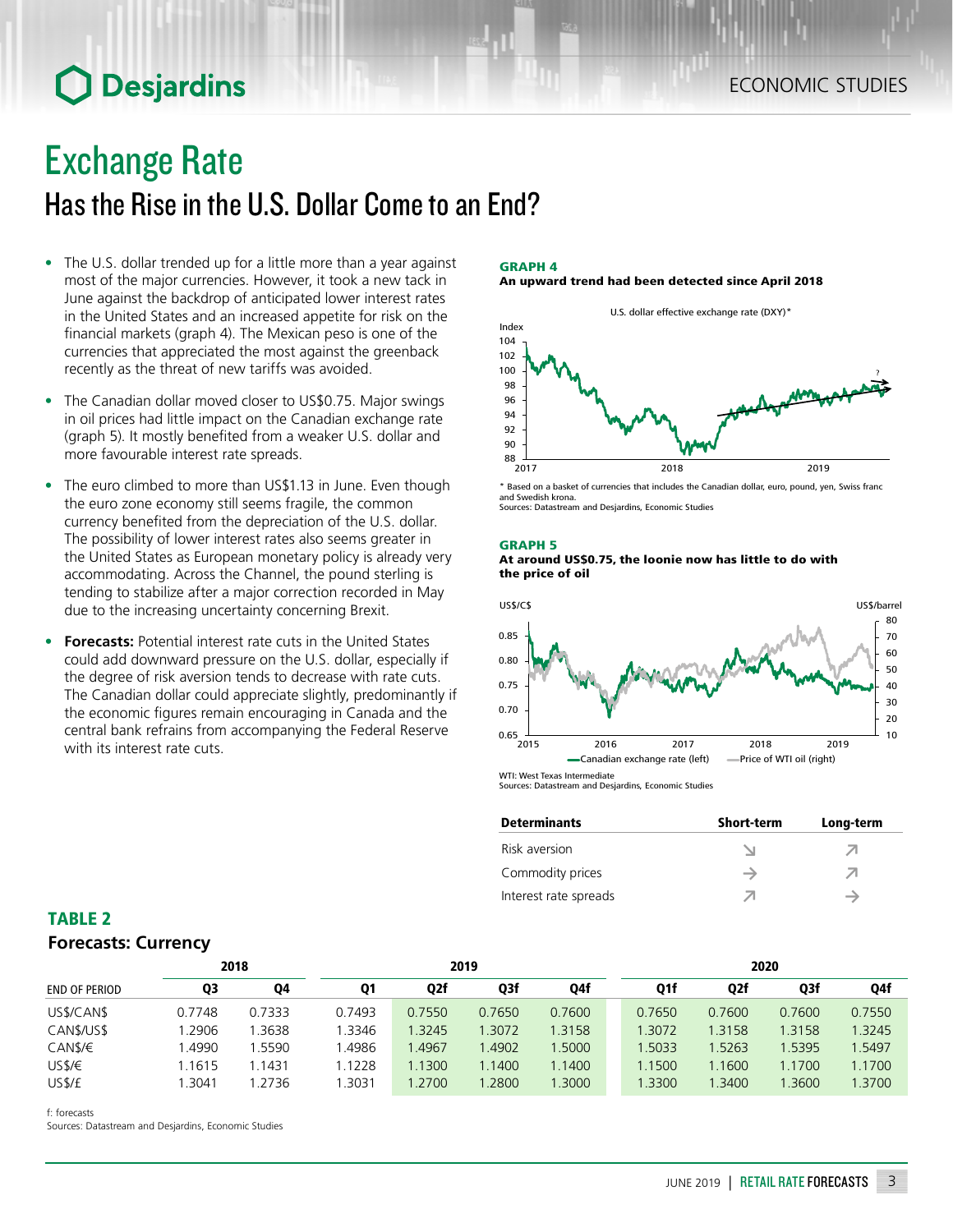# Exchange Rate

## Has the Rise in the U.S. Dollar Come to an End?

- The U.S. dollar trended up for a little more than a year against most of the major currencies. However, it took a new tack in June against the backdrop of anticipated lower interest rates in the United States and an increased appetite for risk on the financial markets (graph 4). The Mexican peso is one of the currencies that appreciated the most against the greenback recently as the threat of new tariffs was avoided.
- The Canadian dollar moved closer to US$0.75. Major swings in oil prices had little impact on the Canadian exchange rate (graph 5). It mostly benefited from a weaker U.S. dollar and more favourable interest rate spreads.
- The euro climbed to more than US$1.13 in June. Even though the euro zone economy still seems fragile, the common currency benefited from the depreciation of the U.S. dollar. The possibility of lower interest rates also seems greater in the United States as European monetary policy is already very accommodating. Across the Channel, the pound sterling is tending to stabilize after a major correction recorded in May due to the increasing uncertainty concerning Brexit.
- **Forecasts:** Potential interest rate cuts in the United States could add downward pressure on the U.S. dollar, especially if the degree of risk aversion tends to decrease with rate cuts. The Canadian dollar could appreciate slightly, predominantly if the economic figures remain encouraging in Canada and the central bank refrains from accompanying the Federal Reserve with its interest rate cuts.

**GRAPH 4**
**An upward trend had been detected since April 2018**

U.S. dollar effective exchange rate (DXY)*

\* Based on a basket of currencies that includes the Canadian dollar, euro, pound, yen, Swiss franc and Swedish krona.
Sources: Datastream and Desjardins, Economic Studies

**GRAPH 5**
**At around US$0.75, the loonie now has little to do with the price of oil**

WTI: West Texas Intermediate
Sources: Datastream and Desjardins, Economic Studies

| Determinants | Short-term | Long-term |
|---|---|---|
| Risk aversion | ↘ | ↗ |
| Commodity prices | → | ↗ |
| Interest rate spreads | ↗ | → |

**TABLE 2**
**Forecasts: Currency**

| | 2018 | | 2019 | | | | 2020 | | | |
|---|---|---|---|---|---|---|---|---|---|---|
| END OF PERIOD | Q3 | Q4 | Q1 | Q2f | Q3f | Q4f | Q1f | Q2f | Q3f | Q4f |
| US$/CAN$ | 0.7748 | 0.7333 | 0.7493 | 0.7550 | 0.7650 | 0.7600 | 0.7650 | 0.7600 | 0.7600 | 0.7550 |
| CAN$/US$ | 1.2906 | 1.3638 | 1.3346 | 1.3245 | 1.3072 | 1.3158 | 1.3072 | 1.3158 | 1.3158 | 1.3245 |
| CAN$/€ | 1.4990 | 1.5590 | 1.4986 | 1.4967 | 1.4902 | 1.5000 | 1.5033 | 1.5263 | 1.5395 | 1.5497 |
| US$/€ | 1.1615 | 1.1431 | 1.1228 | 1.1300 | 1.1400 | 1.1400 | 1.1500 | 1.1600 | 1.1700 | 1.1700 |
| US$/£ | 1.3041 | 1.2736 | 1.3031 | 1.2700 | 1.2800 | 1.3000 | 1.3300 | 1.3400 | 1.3600 | 1.3700 |

f: forecasts
Sources: Datastream and Desjardins, Economic Studies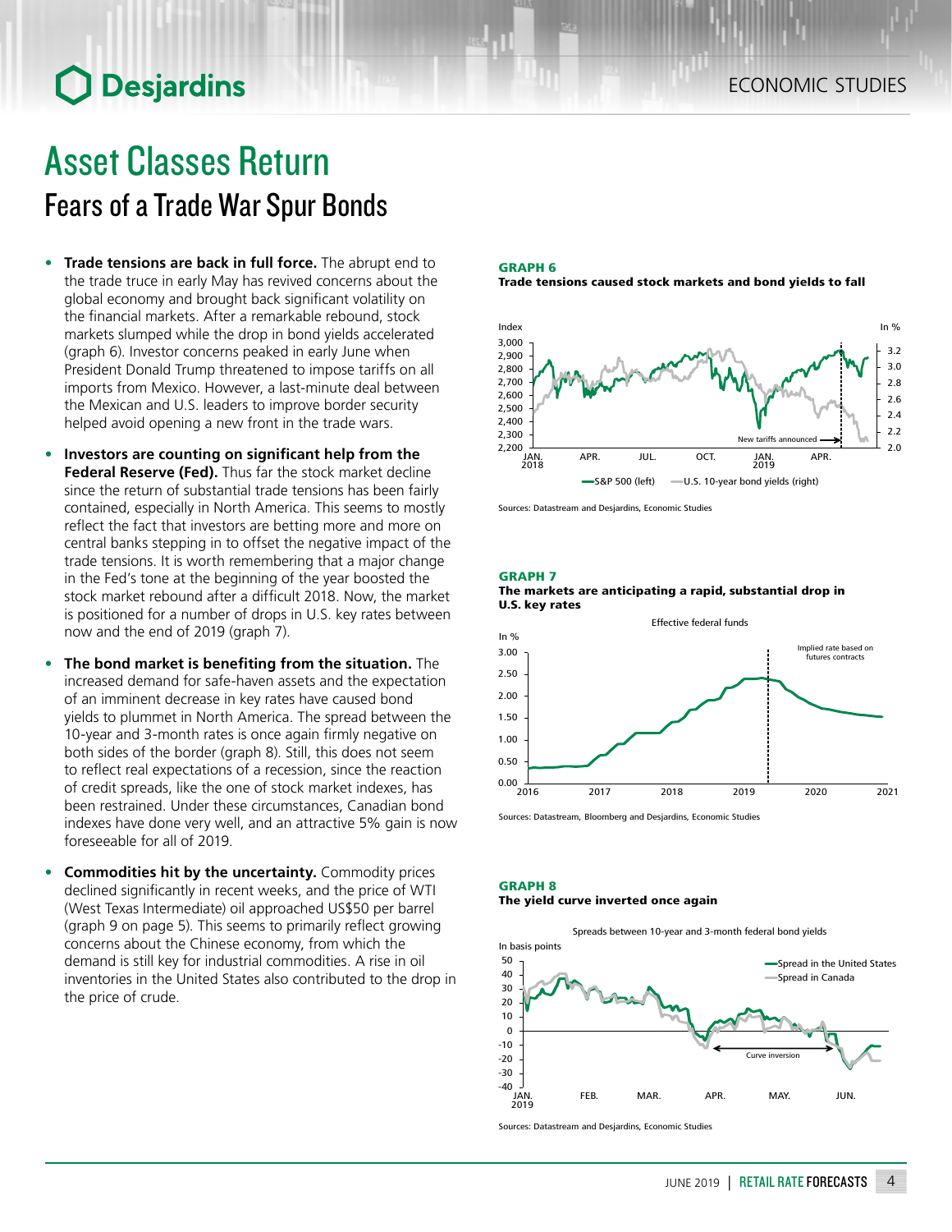# Asset Classes Return

## Fears of a Trade War Spur Bonds

- **Trade tensions are back in full force.** The abrupt end to the trade truce in early May has revived concerns about the global economy and brought back significant volatility on the financial markets. After a remarkable rebound, stock markets slumped while the drop in bond yields accelerated (graph 6). Investor concerns peaked in early June when President Donald Trump threatened to impose tariffs on all imports from Mexico. However, a last-minute deal between the Mexican and U.S. leaders to improve border security helped avoid opening a new front in the trade wars.

- **Investors are counting on significant help from the Federal Reserve (Fed).** Thus far the stock market decline since the return of substantial trade tensions has been fairly contained, especially in North America. This seems to mostly reflect the fact that investors are betting more and more on central banks stepping in to offset the negative impact of the trade tensions. It is worth remembering that a major change in the Fed's tone at the beginning of the year boosted the stock market rebound after a difficult 2018. Now, the market is positioned for a number of drops in U.S. key rates between now and the end of 2019 (graph 7).

- **The bond market is benefiting from the situation.** The increased demand for safe-haven assets and the expectation of an imminent decrease in key rates have caused bond yields to plummet in recent weeks. The spread between the 10-year and 3-month rates is once again firmly negative on both sides of the border (graph 8). Still, this does not seem to reflect real expectations of a recession, since the reaction of credit spreads, like the one of stock market indexes, has been restrained. Under these circumstances, Canadian bond indexes have done very well, and an attractive 5% gain is now foreseeable for all of 2019.

- **Commodities hit by the uncertainty.** Commodity prices declined significantly in recent weeks, and the price of WTI (West Texas Intermediate) oil approached US$50 per barrel (graph 9 on page 5). This seems to primarily reflect growing concerns about the Chinese economy, from which the demand is still key for industrial commodities. A rise in oil inventories in the United States also contributed to the drop in the price of crude.

**GRAPH 6**
**Trade tensions caused stock markets and bond yields to fall**

Sources: Datastream and Desjardins, Economic Studies

**GRAPH 7**
**The markets are anticipating a rapid, substantial drop in U.S. key rates**

Sources: Datastream, Bloomberg and Desjardins, Economic Studies

**GRAPH 8**
**The yield curve inverted once again**

Sources: Datastream and Desjardins, Economic Studies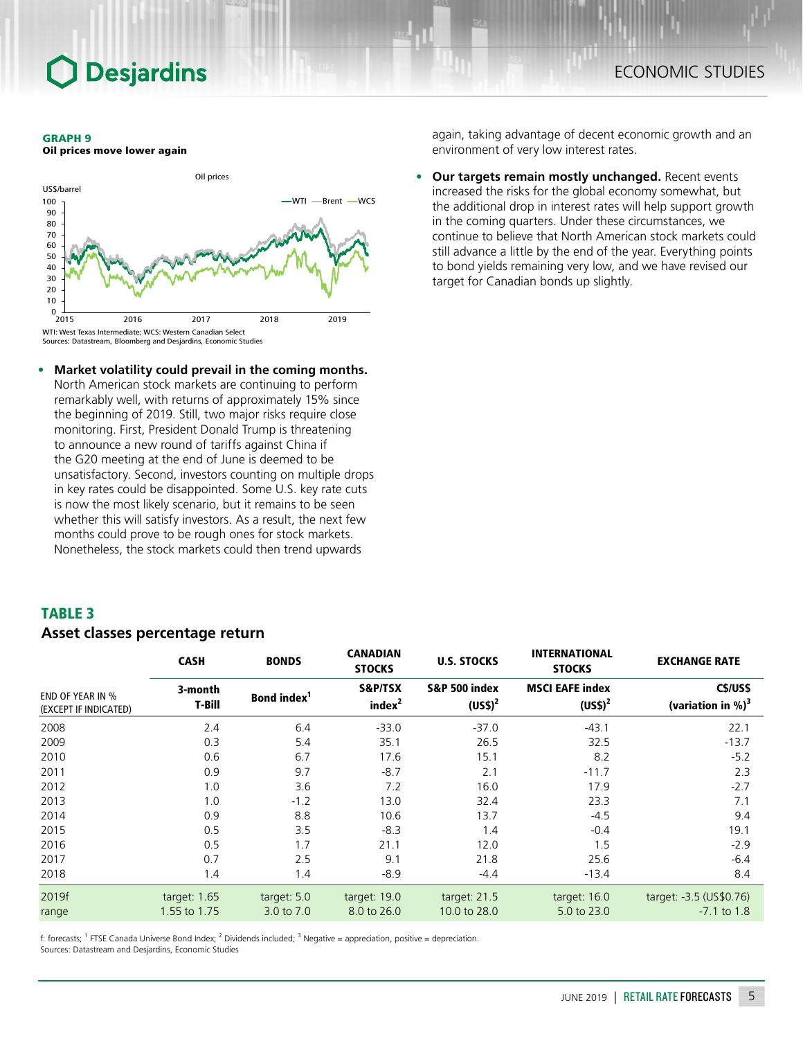**GRAPH 9**
**Oil prices move lower again**

Oil prices

US$/barrel

WTI Brent WCS

100
90
80
70
60
50
40
30
20
10
0

2015 2016 2017 2018 2019

WTI: West Texas Intermediate; WCS: Western Canadian Select
Sources: Datastream, Bloomberg and Desjardins, Economic Studies

- **Market volatility could prevail in the coming months.** North American stock markets are continuing to perform remarkably well, with returns of approximately 15% since the beginning of 2019. Still, two major risks require close monitoring. First, President Donald Trump is threatening to announce a new round of tariffs against China if the G20 meeting at the end of June is deemed to be unsatisfactory. Second, investors counting on multiple drops in key rates could be disappointed. Some U.S. key rate cuts is now the most likely scenario, but it remains to be seen whether this will satisfy investors. As a result, the next few months could prove to be rough ones for stock markets. Nonetheless, the stock markets could then trend upwards again, taking advantage of decent economic growth and an environment of very low interest rates.

- **Our targets remain mostly unchanged.** Recent events increased the risks for the global economy somewhat, but the additional drop in interest rates will help support growth in the coming quarters. Under these circumstances, we continue to believe that North American stock markets could still advance a little by the end of the year. Everything points to bond yields remaining very low, and we have revised our target for Canadian bonds up slightly.

## TABLE 3
### Asset classes percentage return

| | CASH | BONDS | CANADIAN STOCKS | U.S. STOCKS | INTERNATIONAL STOCKS | EXCHANGE RATE |
|---|---|---|---|---|---|---|
| END OF YEAR IN % (EXCEPT IF INDICATED) | 3-month T-Bill | Bond index[1] | S&P/TSX index[2] | S&P 500 index (US$)[2] | MSCI EAFE index (US$)[2] | C$/US$ (variation in %)[3] |
| 2008 | 2.4 | 6.4 | -33.0 | -37.0 | -43.1 | 22.1 |
| 2009 | 0.3 | 5.4 | 35.1 | 26.5 | 32.5 | -13.7 |
| 2010 | 0.6 | 6.7 | 17.6 | 15.1 | 8.2 | -5.2 |
| 2011 | 0.9 | 9.7 | -8.7 | 2.1 | -11.7 | 2.3 |
| 2012 | 1.0 | 3.6 | 7.2 | 16.0 | 17.9 | -2.7 |
| 2013 | 1.0 | -1.2 | 13.0 | 32.4 | 23.3 | 7.1 |
| 2014 | 0.9 | 8.8 | 10.6 | 13.7 | -4.5 | 9.4 |
| 2015 | 0.5 | 3.5 | -8.3 | 1.4 | -0.4 | 19.1 |
| 2016 | 0.5 | 1.7 | 21.1 | 12.0 | 1.5 | -2.9 |
| 2017 | 0.7 | 2.5 | 9.1 | 21.8 | 25.6 | -6.4 |
| 2018 | 1.4 | 1.4 | -8.9 | -4.4 | -13.4 | 8.4 |
| 2019f | target: 1.65 | target: 5.0 | target: 19.0 | target: 21.5 | target: 16.0 | target: -3.5 (US$0.76) |
| range | 1.55 to 1.75 | 3.0 to 7.0 | 8.0 to 26.0 | 10.0 to 28.0 | 5.0 to 23.0 | -7.1 to 1.8 |

f: forecasts; [1] FTSE Canada Universe Bond Index; [2] Dividends included; [3] Negative = appreciation, positive = depreciation.
Sources: Datastream and Desjardins, Economic Studies